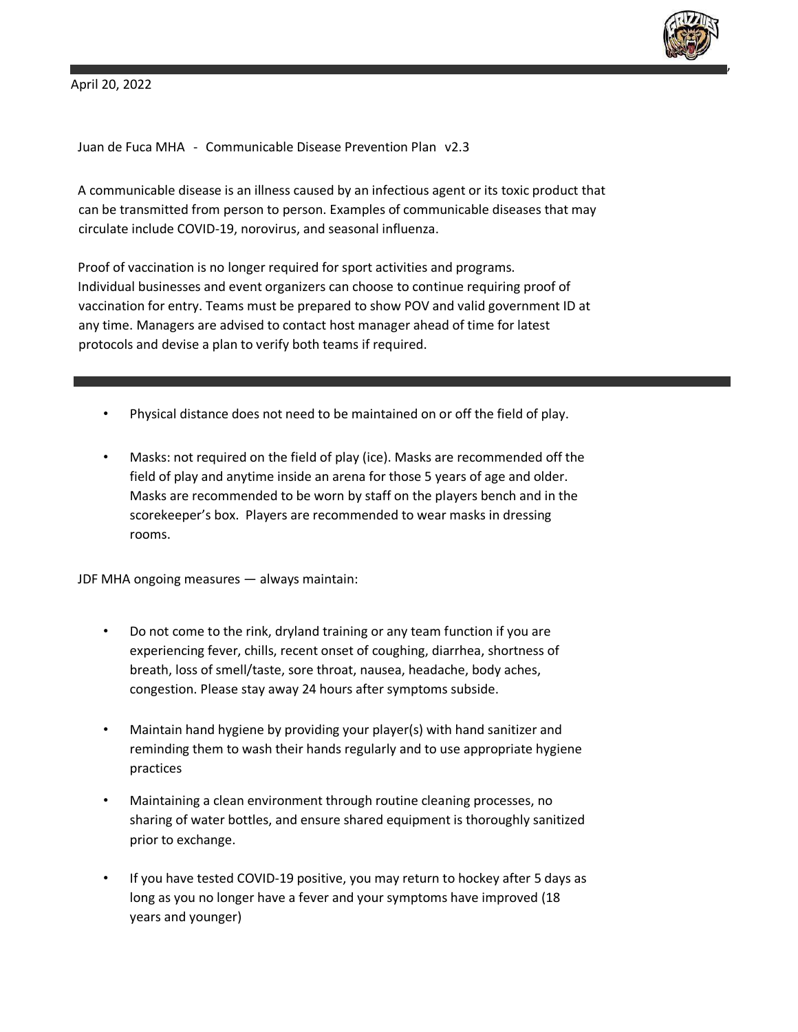April 20, 2022

## Juan de Fuca MHA - Communicable Disease Prevention Plan v2.3

A communicable disease is an illness caused by an infectious agent or its toxic product that can be transmitted from person to person. Examples of communicable diseases that may circulate include COVID-19, norovirus, and seasonal influenza.

Proof of vaccination is no longer required for sport activities and programs. Individual businesses and event organizers can choose to continue requiring proof of vaccination for entry. Teams must be prepared to show POV and valid government ID at any time. Managers are advised to contact host manager ahead of time for latest protocols and devise a plan to verify both teams if required.

- Physical distance does not need to be maintained on or off the field of play.
- Masks: not required on the field of play (ice). Masks are recommended off the field of play and anytime inside an arena for those 5 years of age and older. Masks are recommended to be worn by staff on the players bench and in the scorekeeper's box. Players are recommended to wear masks in dressing rooms.

JDF MHA ongoing measures — always maintain:

- Do not come to the rink, dryland training or any team function if you are experiencing fever, chills, recent onset of coughing, diarrhea, shortness of breath, loss of smell/taste, sore throat, nausea, headache, body aches, congestion. Please stay away 24 hours after symptoms subside.
- Maintain hand hygiene by providing your player(s) with hand sanitizer and reminding them to wash their hands regularly and to use appropriate hygiene practices
- Maintaining a clean environment through routine cleaning processes, no sharing of water bottles, and ensure shared equipment is thoroughly sanitized prior to exchange.
- If you have tested COVID-19 positive, you may return to hockey after 5 days as long as you no longer have a fever and your symptoms have improved (18 years and younger)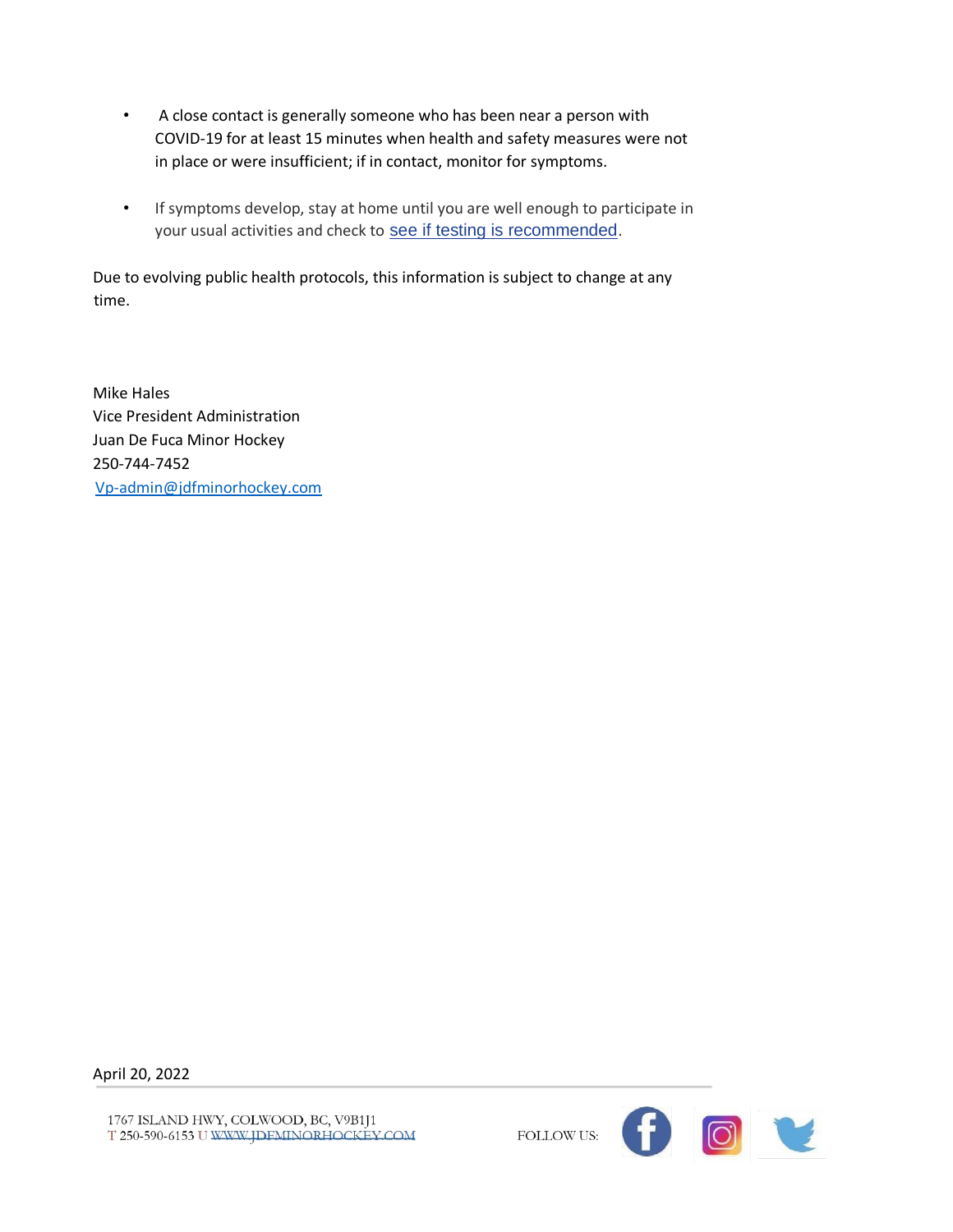- A close contact is generally someone who has been near a person with COVID-19 for at least 15 minutes when health and safety measures were not in place or were insufficient; if in contact, monitor for symptoms.

- If symptoms develop, stay at home until you are well enough to participate in your usual activities and check to see if testing is recommended.

Due to evolving public health protocols, this information is subject to change at any time.

Mike Hales
Vice President Administration
Juan De Fuca Minor Hockey
250-744-7452
Vp-admin@jdfminorhockey.com

April 20, 2022

1767 ISLAND HWY, COLWOOD, BC, V9B1J1
T 250-590-6153 U WWW.JDFMINORHOCKEY.COM

FOLLOW US: